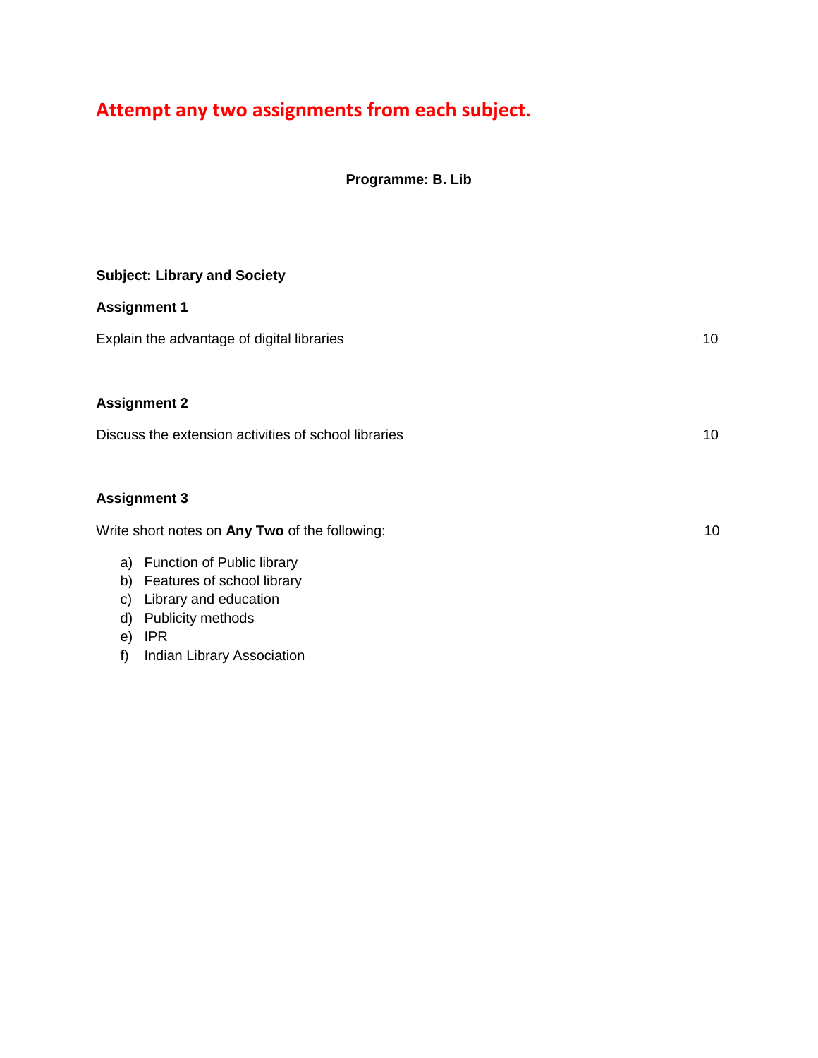# Attempt any two assignments from each subject.

**Programme: B. Lib**

**Subject: Library and Society**

**Assignment 1**

Explain the advantage of digital libraries 10

**Assignment 2**

Discuss the extension activities of school libraries 10

**Assignment 3**

Write short notes on **Any Two** of the following: 10

a) Function of Public library
b) Features of school library
c) Library and education
d) Publicity methods
e) IPR
f) Indian Library Association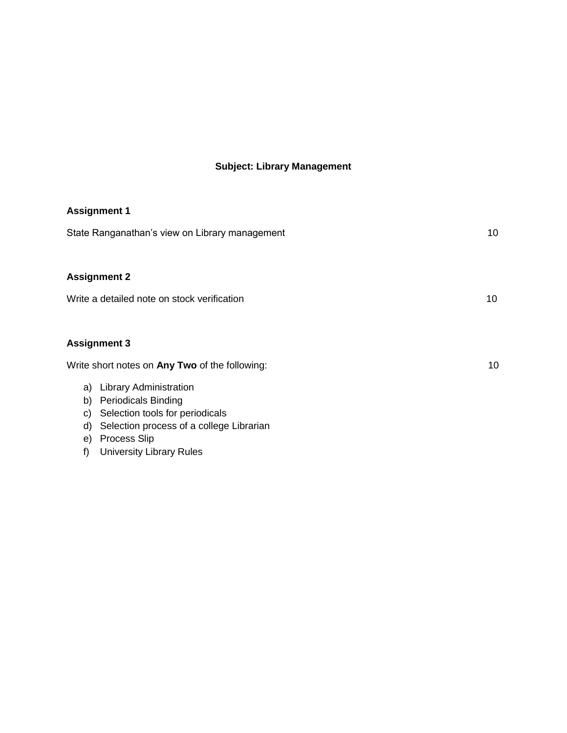# Subject: Library Management

## Assignment 1

State Ranganathan’s view on Library management 10

## Assignment 2

Write a detailed note on stock verification 10

## Assignment 3

Write short notes on **Any Two** of the following: 10

a) Library Administration
b) Periodicals Binding
c) Selection tools for periodicals
d) Selection process of a college Librarian
e) Process Slip
f) University Library Rules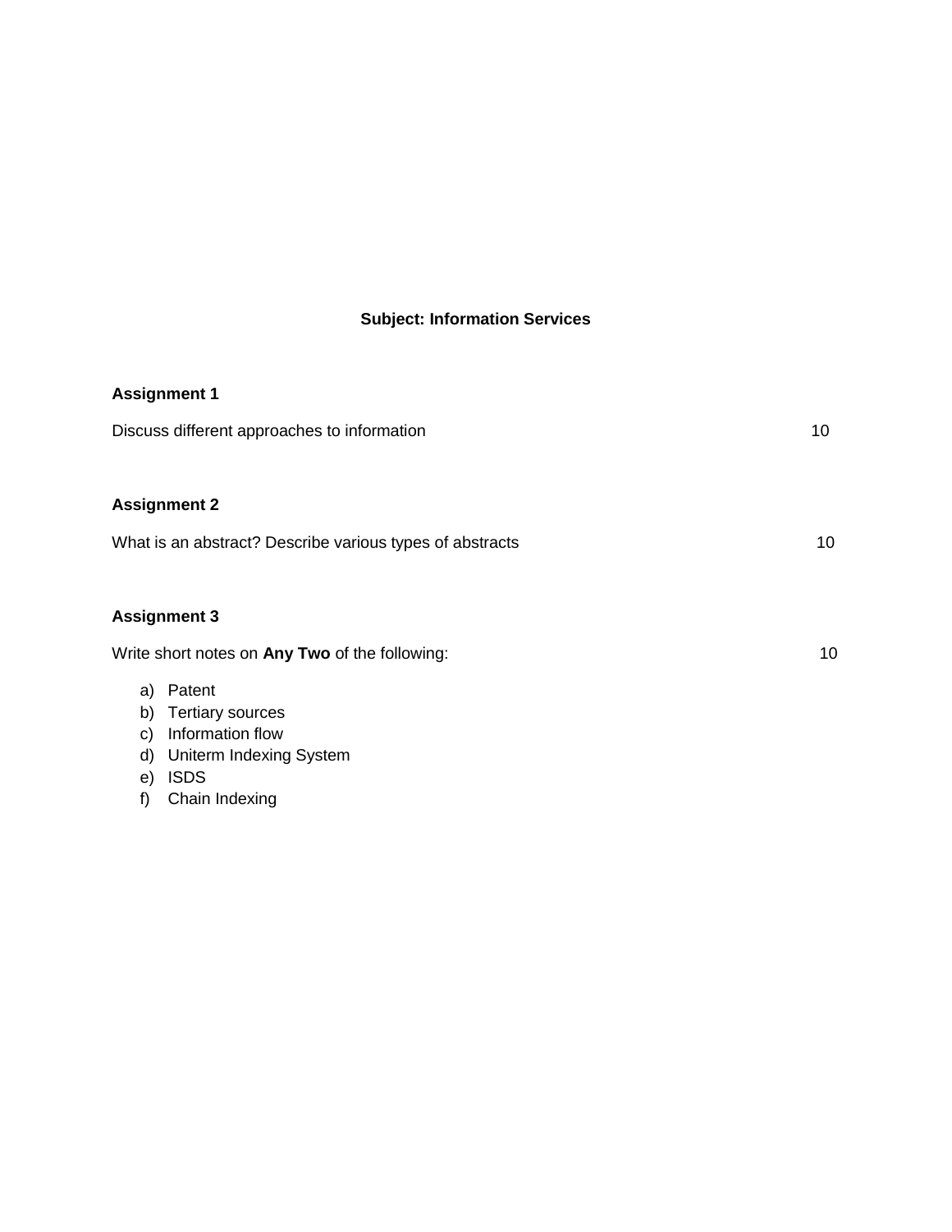**Subject: Information Services**

**Assignment 1**

Discuss different approaches to information 10

**Assignment 2**

What is an abstract? Describe various types of abstracts 10

**Assignment 3**

Write short notes on **Any Two** of the following: 10

a) Patent
b) Tertiary sources
c) Information flow
d) Uniterm Indexing System
e) ISDS
f) Chain Indexing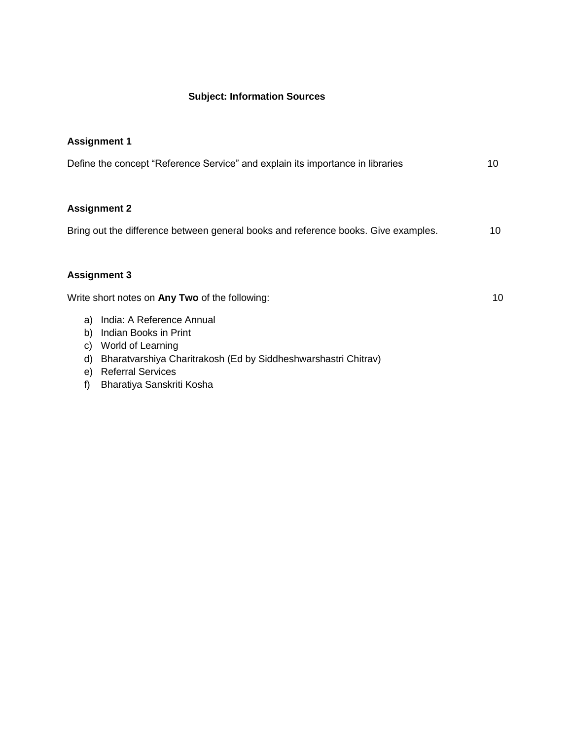**Subject: Information Sources**

**Assignment 1**

Define the concept “Reference Service” and explain its importance in libraries 10

**Assignment 2**

Bring out the difference between general books and reference books. Give examples. 10

**Assignment 3**

Write short notes on **Any Two** of the following: 10

a) India: A Reference Annual
b) Indian Books in Print
c) World of Learning
d) Bharatvarshiya Charitrakosh (Ed by Siddheshwarshastri Chitrav)
e) Referral Services
f) Bharatiya Sanskriti Kosha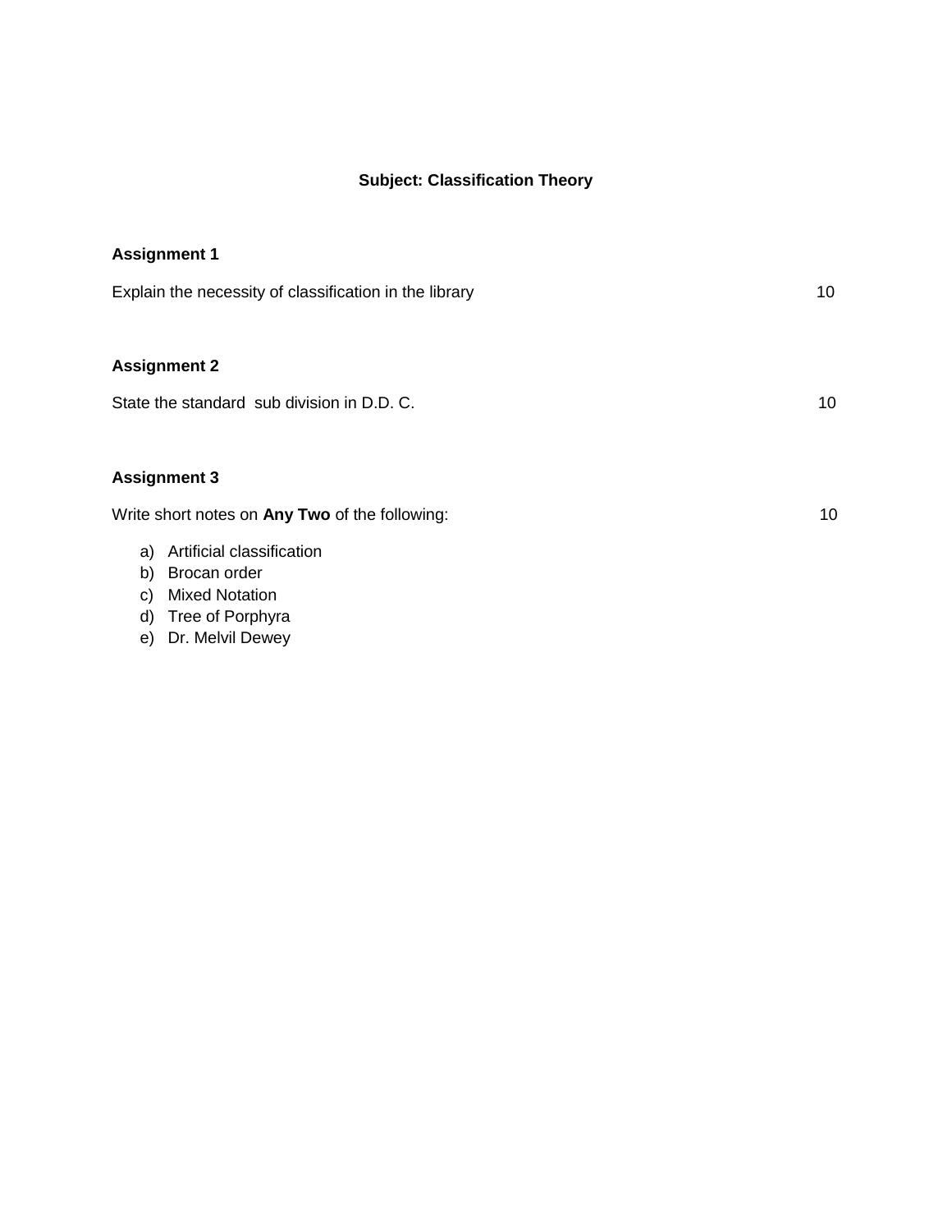**Subject: Classification Theory**

**Assignment 1**

Explain the necessity of classification in the library 10

**Assignment 2**

State the standard sub division in D.D. C. 10

**Assignment 3**

Write short notes on **Any Two** of the following: 10

a) Artificial classification
b) Brocan order
c) Mixed Notation
d) Tree of Porphyra
e) Dr. Melvil Dewey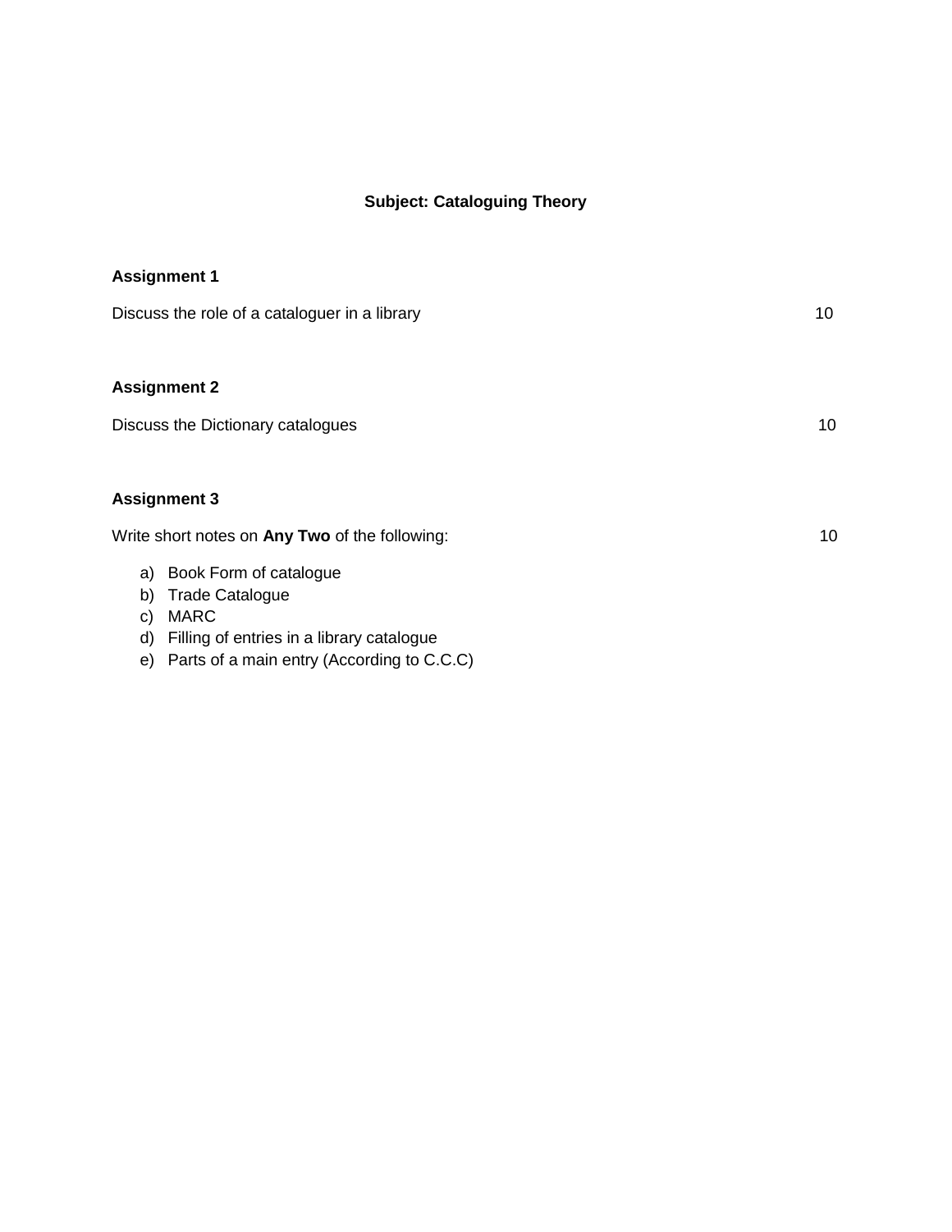# Subject: Cataloguing Theory

**Assignment 1**

Discuss the role of a cataloguer in a library 10

**Assignment 2**

Discuss the Dictionary catalogues 10

**Assignment 3**

Write short notes on **Any Two** of the following: 10

a) Book Form of catalogue
b) Trade Catalogue
c) MARC
d) Filling of entries in a library catalogue
e) Parts of a main entry (According to C.C.C)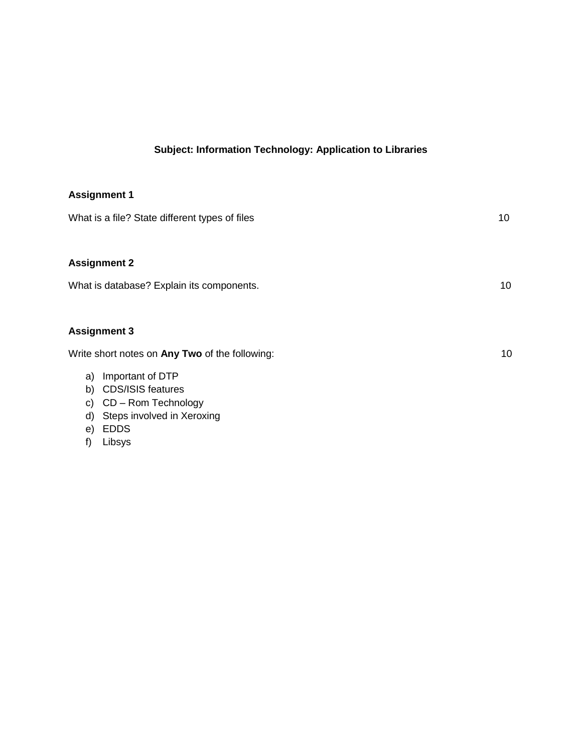## Subject: Information Technology: Application to Libraries

### Assignment 1

What is a file? State different types of files 10

### Assignment 2

What is database? Explain its components. 10

### Assignment 3

Write short notes on **Any Two** of the following: 10

a) Important of DTP
b) CDS/ISIS features
c) CD – Rom Technology
d) Steps involved in Xeroxing
e) EDDS
f) Libsys